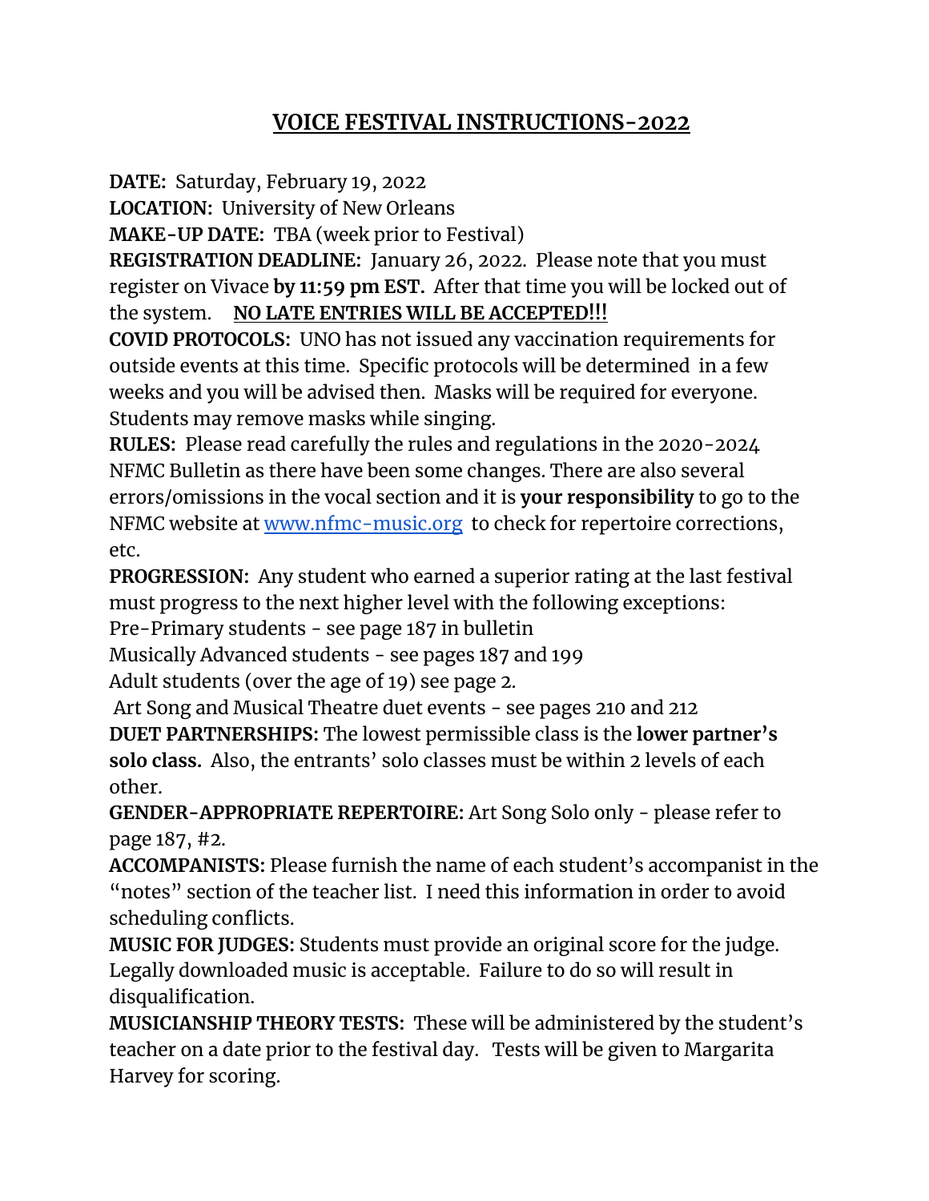# VOICE FESTIVAL INSTRUCTIONS-2022

**DATE:** Saturday, February 19, 2022

**LOCATION:** University of New Orleans

**MAKE-UP DATE:** TBA (week prior to Festival)

**REGISTRATION DEADLINE:** January 26, 2022. Please note that you must register on Vivace **by 11:59 pm EST.** After that time you will be locked out of the system. **NO LATE ENTRIES WILL BE ACCEPTED!!!**

**COVID PROTOCOLS:** UNO has not issued any vaccination requirements for outside events at this time. Specific protocols will be determined in a few weeks and you will be advised then. Masks will be required for everyone. Students may remove masks while singing.

**RULES:** Please read carefully the rules and regulations in the 2020-2024 NFMC Bulletin as there have been some changes. There are also several errors/omissions in the vocal section and it is **your responsibility** to go to the NFMC website at [www.nfmc-music.org](http://www.nfmc-music.org) to check for repertoire corrections, etc.

**PROGRESSION:** Any student who earned a superior rating at the last festival must progress to the next higher level with the following exceptions:

Pre-Primary students - see page 187 in bulletin

Musically Advanced students - see pages 187 and 199

Adult students (over the age of 19) see page 2.

Art Song and Musical Theatre duet events - see pages 210 and 212

**DUET PARTNERSHIPS:** The lowest permissible class is the **lower partner's solo class.** Also, the entrants' solo classes must be within 2 levels of each other.

**GENDER-APPROPRIATE REPERTOIRE:** Art Song Solo only - please refer to page 187, #2.

**ACCOMPANISTS:** Please furnish the name of each student's accompanist in the "notes" section of the teacher list. I need this information in order to avoid scheduling conflicts.

**MUSIC FOR JUDGES:** Students must provide an original score for the judge. Legally downloaded music is acceptable. Failure to do so will result in disqualification.

**MUSICIANSHIP THEORY TESTS:** These will be administered by the student's teacher on a date prior to the festival day. Tests will be given to Margarita Harvey for scoring.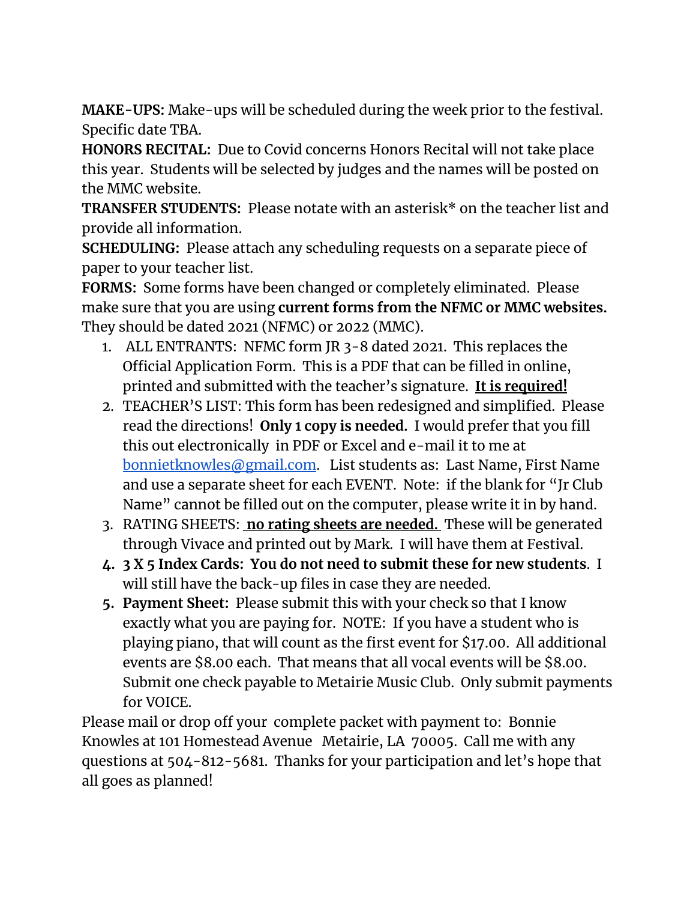**MAKE-UPS:** Make-ups will be scheduled during the week prior to the festival. Specific date TBA.
**HONORS RECITAL:** Due to Covid concerns Honors Recital will not take place this year. Students will be selected by judges and the names will be posted on the MMC website.
**TRANSFER STUDENTS:** Please notate with an asterisk* on the teacher list and provide all information.
**SCHEDULING:** Please attach any scheduling requests on a separate piece of paper to your teacher list.
**FORMS:** Some forms have been changed or completely eliminated. Please make sure that you are using **current forms from the NFMC or MMC websites.** They should be dated 2021 (NFMC) or 2022 (MMC).

1. ALL ENTRANTS: NFMC form JR 3-8 dated 2021. This replaces the Official Application Form. This is a PDF that can be filled in online, printed and submitted with the teacher's signature. **It is required!**
2. TEACHER'S LIST: This form has been redesigned and simplified. Please read the directions! **Only 1 copy is needed.** I would prefer that you fill this out electronically in PDF or Excel and e-mail it to me at bonnietknowles@gmail.com. List students as: Last Name, First Name and use a separate sheet for each EVENT. Note: if the blank for "Jr Club Name" cannot be filled out on the computer, please write it in by hand.
3. RATING SHEETS: **no rating sheets are needed.** These will be generated through Vivace and printed out by Mark. I will have them at Festival.
4. **3 X 5 Index Cards: You do not need to submit these for new students**. I will still have the back-up files in case they are needed.
5. **Payment Sheet:** Please submit this with your check so that I know exactly what you are paying for. NOTE: If you have a student who is playing piano, that will count as the first event for $17.00. All additional events are $8.00 each. That means that all vocal events will be $8.00. Submit one check payable to Metairie Music Club. Only submit payments for VOICE.

Please mail or drop off your complete packet with payment to: Bonnie Knowles at 101 Homestead Avenue Metairie, LA 70005. Call me with any questions at 504-812-5681. Thanks for your participation and let's hope that all goes as planned!